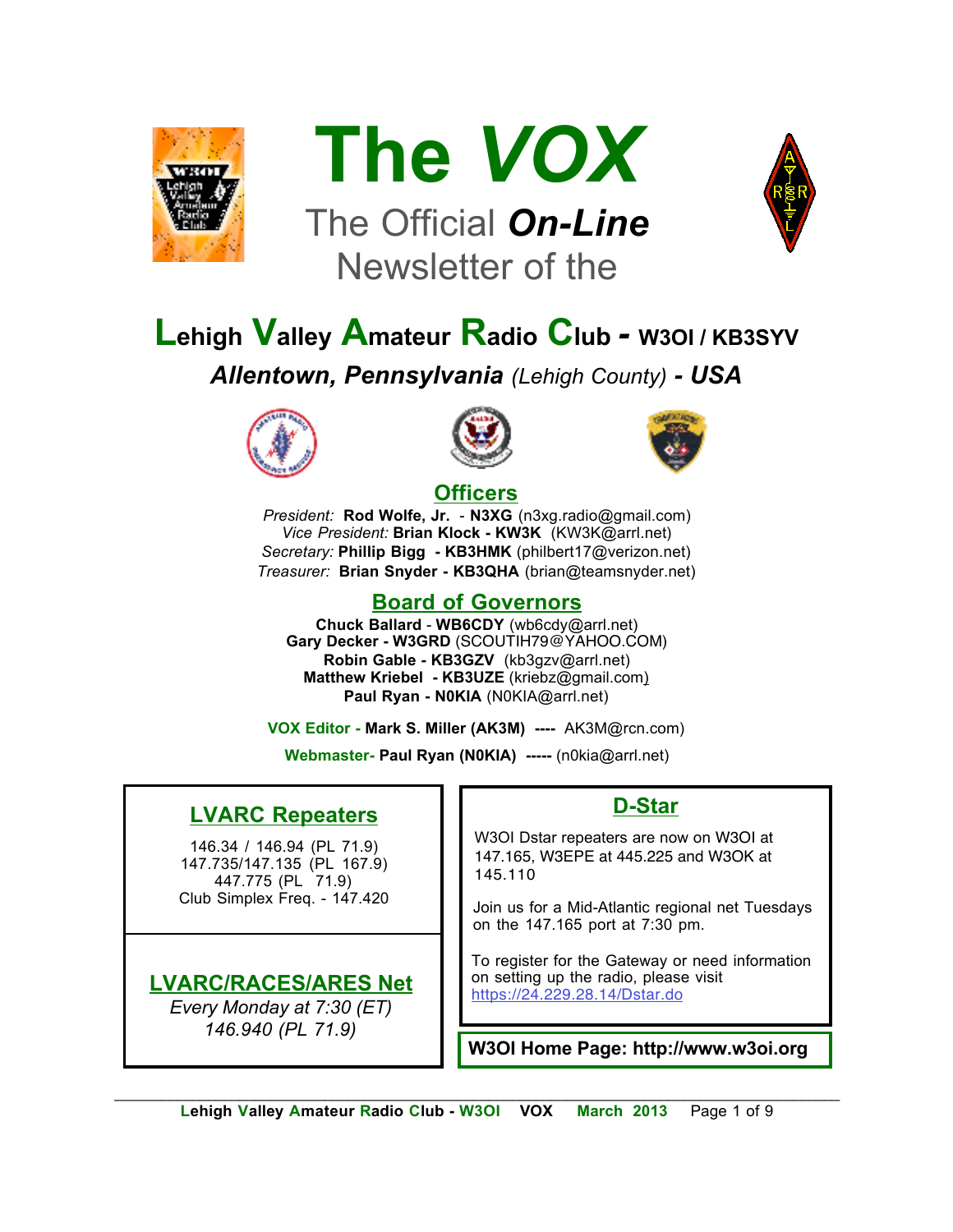# The *VOX*

The Official ***On-Line*** Newsletter of the

## Lehigh Valley Amateur Radio Club - W3OI / KB3SYV

***Allentown, Pennsylvania** (Lehigh County)* ***- USA***

## Officers

*President:* **Rod Wolfe, Jr.** - **N3XG** (n3xg.radio@gmail.com)
*Vice President:* **Brian Klock - KW3K** (KW3K@arrl.net)
*Secretary:* **Phillip Bigg - KB3HMK** (philbert17@verizon.net)
*Treasurer:* **Brian Snyder - KB3QHA** (brian@teamsnyder.net)

## Board of Governors

**Chuck Ballard** - **WB6CDY** (wb6cdy@arrl.net)
**Gary Decker - W3GRD** (SCOUTIH79@YAHOO.COM)
**Robin Gable - KB3GZV** (kb3gzv@arrl.net)
**Matthew Kriebel - KB3UZE** (kriebz@gmail.com)
**Paul Ryan - N0KIA** (N0KIA@arrl.net)

**VOX Editor - Mark S. Miller (AK3M) ----** AK3M@rcn.com)

**Webmaster- Paul Ryan (N0KIA) -----** (n0kia@arrl.net)

## LVARC Repeaters

146.34 / 146.94 (PL 71.9)
147.735/147.135 (PL 167.9)
447.775 (PL 71.9)
Club Simplex Freq. - 147.420

## LVARC/RACES/ARES Net

*Every Monday at 7:30 (ET)*
*146.940 (PL 71.9)*

## D-Star

W3OI Dstar repeaters are now on W3OI at 147.165, W3EPE at 445.225 and W3OK at 145.110

Join us for a Mid-Atlantic regional net Tuesdays on the 147.165 port at 7:30 pm.

To register for the Gateway or need information on setting up the radio, please visit https://24.229.28.14/Dstar.do

**W3OI Home Page: http://www.w3oi.org**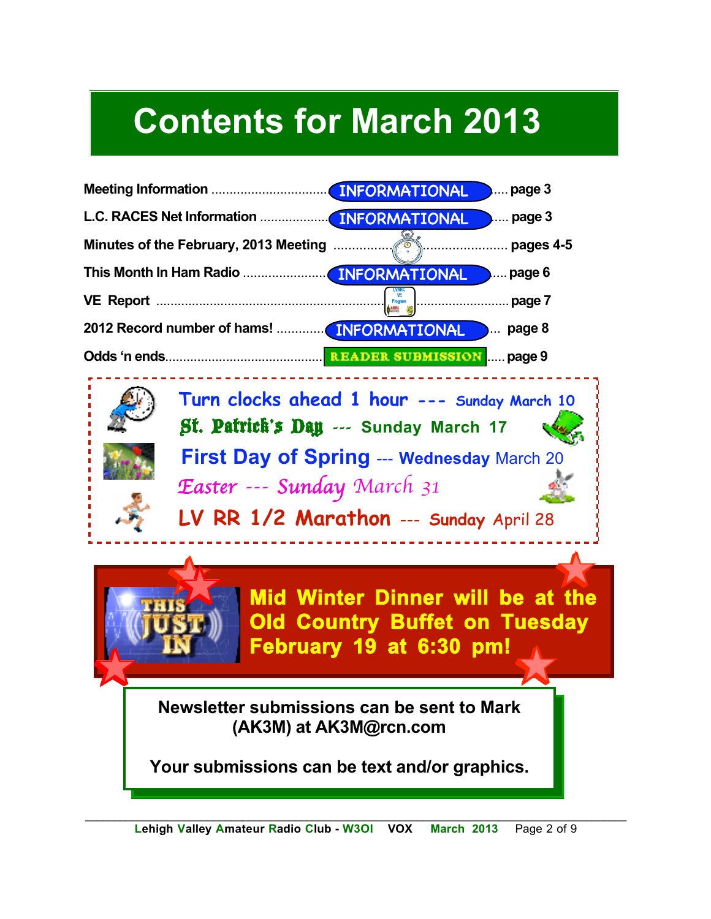# Contents for March 2013

| Item | Category | Page |
| --- | --- | --- |
| Meeting Information | INFORMATIONAL | page 3 |
| L.C. RACES Net Information | INFORMATIONAL | page 3 |
| Minutes of the February, 2013 Meeting | | pages 4-5 |
| This Month In Ham Radio | INFORMATIONAL | page 6 |
| VE Report | | page 7 |
| 2012 Record number of hams! | INFORMATIONAL | page 8 |
| Odds 'n ends | READER SUBMISSION | page 9 |

**Turn clocks ahead 1 hour --- Sunday March 10**

**St. Patrick's Day --- Sunday March 17**

**First Day of Spring --- Wednesday March 20**

*Easter --- Sunday March 31*

**LV RR 1/2 Marathon --- Sunday April 28**

THIS JUST IN

**Mid Winter Dinner will be at the Old Country Buffet on Tuesday February 19 at 6:30 pm!**

**Newsletter submissions can be sent to Mark (AK3M) at AK3M@rcn.com**

**Your submissions can be text and/or graphics.**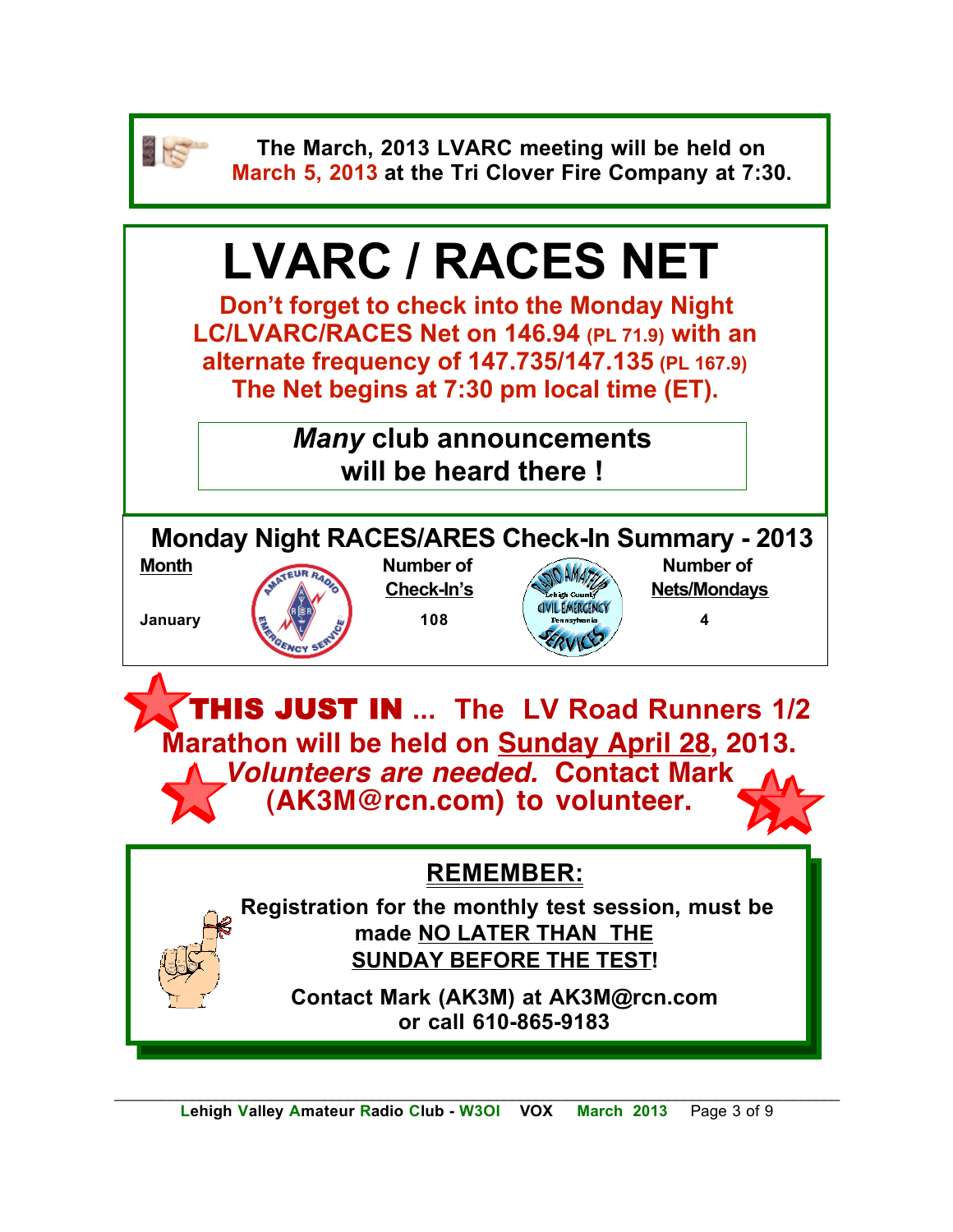**The March, 2013 LVARC meeting will be held on March 5, 2013 at the Tri Clover Fire Company at 7:30.**

# LVARC / RACES NET

**Don't forget to check into the Monday Night LC/LVARC/RACES Net on 146.94 (PL 71.9) with an alternate frequency of 147.735/147.135 (PL 167.9) The Net begins at 7:30 pm local time (ET).**

***Many*** **club announcements will be heard there !**

## Monday Night RACES/ARES Check-In Summary - 2013

| Month | Number of Check-In's | Number of Nets/Mondays |
|---|---|---|
| January | 108 | 4 |

**THIS JUST IN ... The LV Road Runners 1/2 Marathon will be held on <u>Sunday April 28</u>, 2013. *Volunteers are needed.* Contact Mark (AK3M@rcn.com) to volunteer.**

## REMEMBER:

**Registration for the monthly test session, must be made <u>NO LATER THAN THE SUNDAY BEFORE THE TEST</u>!**

**Contact Mark (AK3M) at AK3M@rcn.com or call 610-865-9183**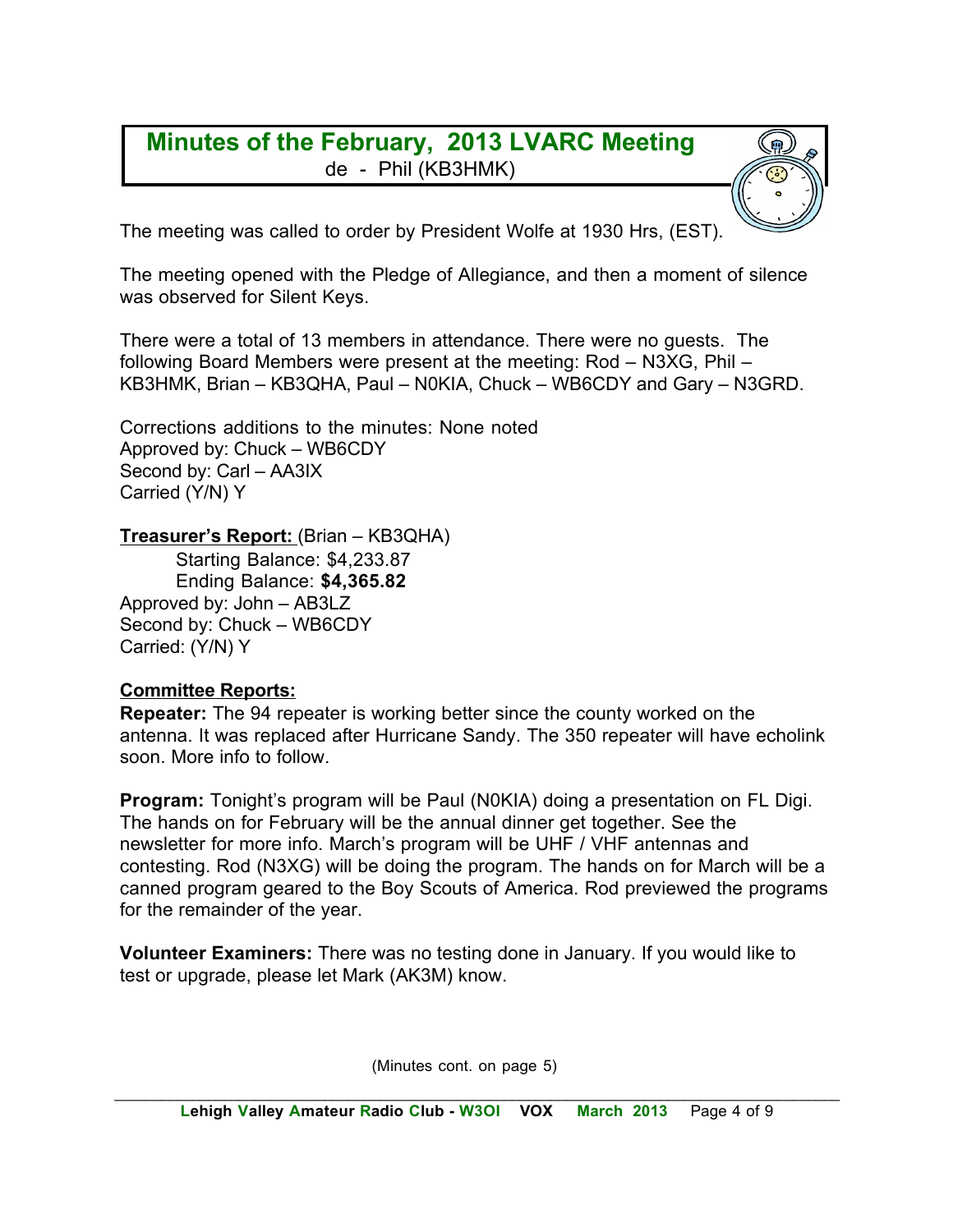## Minutes of the February, 2013 LVARC Meeting

de - Phil (KB3HMK)

The meeting was called to order by President Wolfe at 1930 Hrs, (EST).

The meeting opened with the Pledge of Allegiance, and then a moment of silence was observed for Silent Keys.

There were a total of 13 members in attendance. There were no guests. The following Board Members were present at the meeting: Rod – N3XG, Phil – KB3HMK, Brian – KB3QHA, Paul – N0KIA, Chuck – WB6CDY and Gary – N3GRD.

Corrections additions to the minutes: None noted
Approved by: Chuck – WB6CDY
Second by: Carl – AA3IX
Carried (Y/N) Y

**Treasurer's Report:** (Brian – KB3QHA)

Starting Balance: $4,233.87
Ending Balance: **$4,365.82**

Approved by: John – AB3LZ
Second by: Chuck – WB6CDY
Carried: (Y/N) Y

**Committee Reports:**

**Repeater:** The 94 repeater is working better since the county worked on the antenna. It was replaced after Hurricane Sandy. The 350 repeater will have echolink soon. More info to follow.

**Program:** Tonight's program will be Paul (N0KIA) doing a presentation on FL Digi. The hands on for February will be the annual dinner get together. See the newsletter for more info. March's program will be UHF / VHF antennas and contesting. Rod (N3XG) will be doing the program. The hands on for March will be a canned program geared to the Boy Scouts of America. Rod previewed the programs for the remainder of the year.

**Volunteer Examiners:** There was no testing done in January. If you would like to test or upgrade, please let Mark (AK3M) know.

(Minutes cont. on page 5)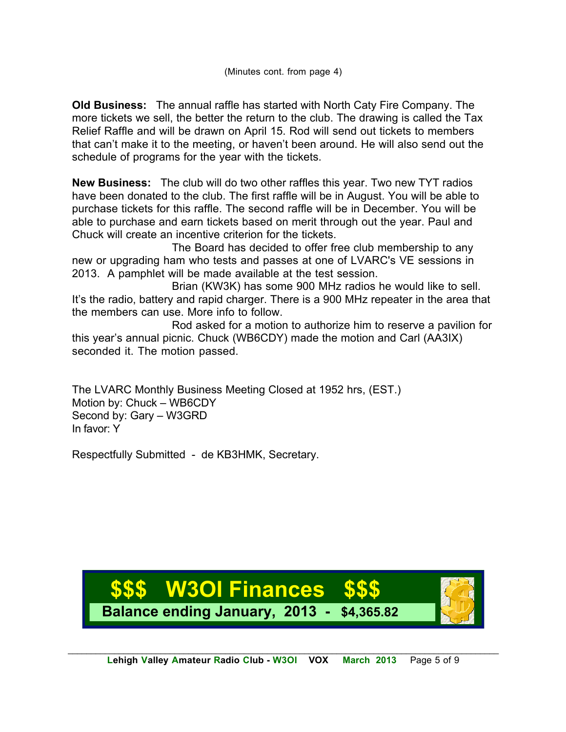(Minutes cont. from page 4)

**Old Business:** The annual raffle has started with North Caty Fire Company. The more tickets we sell, the better the return to the club. The drawing is called the Tax Relief Raffle and will be drawn on April 15. Rod will send out tickets to members that can't make it to the meeting, or haven't been around. He will also send out the schedule of programs for the year with the tickets.

**New Business:** The club will do two other raffles this year. Two new TYT radios have been donated to the club. The first raffle will be in August. You will be able to purchase tickets for this raffle. The second raffle will be in December. You will be able to purchase and earn tickets based on merit through out the year. Paul and Chuck will create an incentive criterion for the tickets.

The Board has decided to offer free club membership to any new or upgrading ham who tests and passes at one of LVARC's VE sessions in 2013. A pamphlet will be made available at the test session.

Brian (KW3K) has some 900 MHz radios he would like to sell. It's the radio, battery and rapid charger. There is a 900 MHz repeater in the area that the members can use. More info to follow.

Rod asked for a motion to authorize him to reserve a pavilion for this year's annual picnic. Chuck (WB6CDY) made the motion and Carl (AA3IX) seconded it. The motion passed.

The LVARC Monthly Business Meeting Closed at 1952 hrs, (EST.)
Motion by: Chuck – WB6CDY
Second by: Gary – W3GRD
In favor: Y

Respectfully Submitted - de KB3HMK, Secretary.

## $$$ W3OI Finances $$$

**Balance ending January, 2013 - $4,365.82**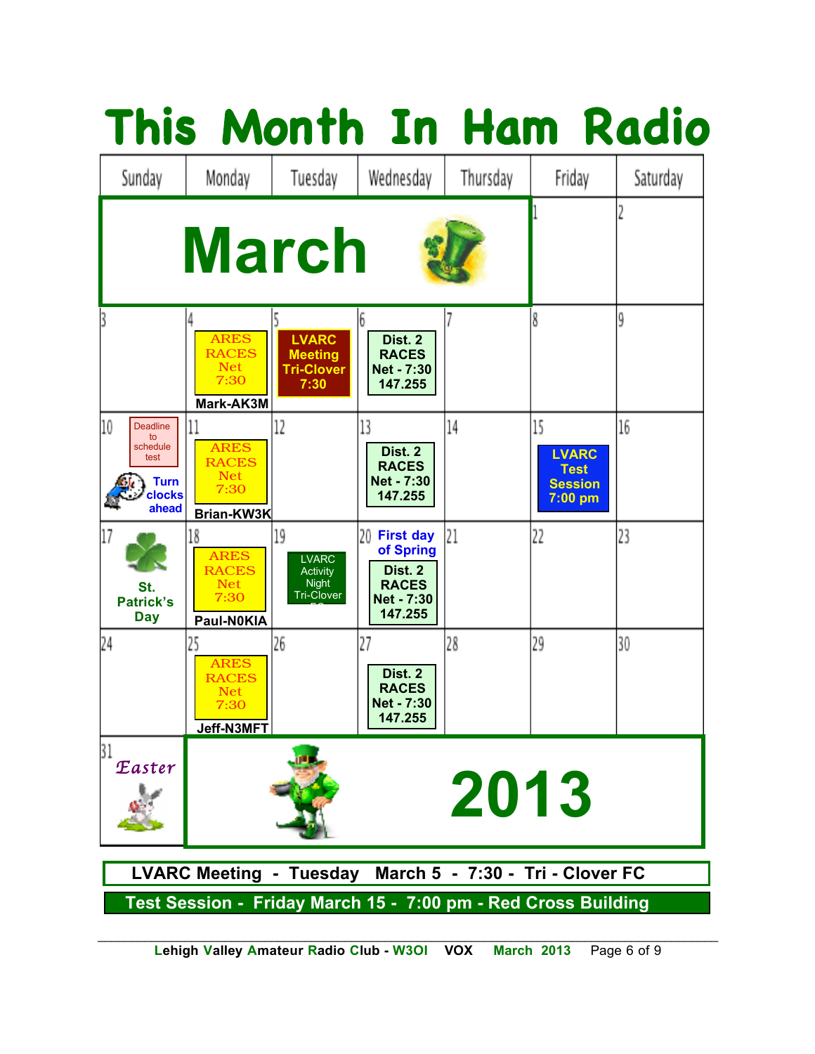# This Month In Ham Radio

| Sunday | Monday | Tuesday | Wednesday | Thursday | Friday | Saturday |
|---|---|---|---|---|---|---|
| **March** | | | | | 1 | 2 |
| 3 | 4 ARES RACES Net 7:30 Mark-AK3M | 5 LVARC Meeting Tri-Clover 7:30 | 6 Dist. 2 RACES Net - 7:30 147.255 | 7 | 8 | 9 |
| 10 Deadline to schedule test; Turn clocks ahead | 11 ARES RACES Net 7:30 Brian-KW3K | 12 | 13 Dist. 2 RACES Net - 7:30 147.255 | 14 | 15 LVARC Test Session 7:00 pm | 16 |
| 17 St. Patrick's Day | 18 ARES RACES Net 7:30 Paul-N0KIA | 19 LVARC Activity Night Tri-Clover FC | 20 First day of Spring; Dist. 2 RACES Net - 7:30 147.255 | 21 | 22 | 23 |
| 24 | 25 ARES RACES Net 7:30 Jeff-N3MFT | 26 | 27 Dist. 2 RACES Net - 7:30 147.255 | 28 | 29 | 30 |
| 31 Easter | **2013** | | | | | |

**LVARC Meeting - Tuesday March 5 - 7:30 - Tri - Clover FC**

**Test Session - Friday March 15 - 7:00 pm - Red Cross Building**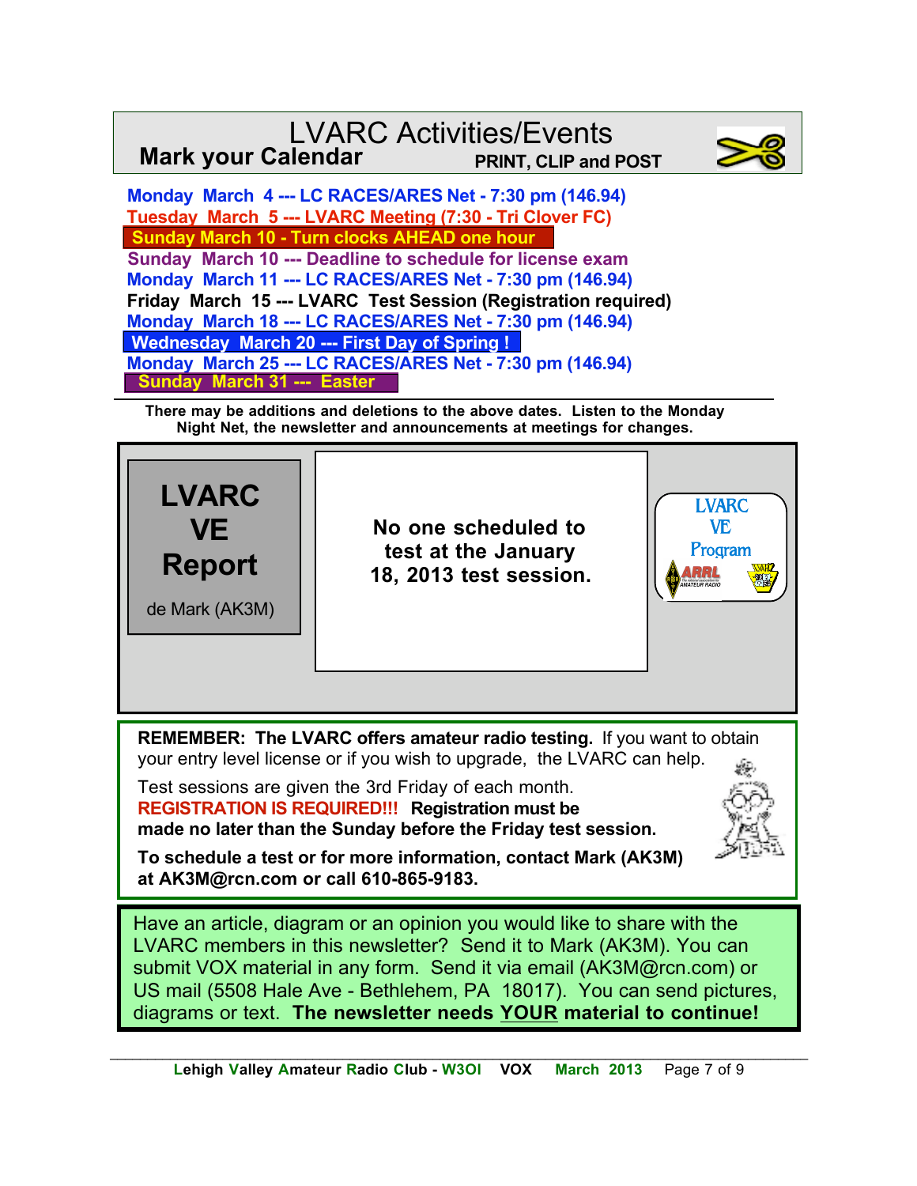# LVARC Activities/Events

**Mark your Calendar** **PRINT, CLIP and POST**

**Monday March 4 --- LC RACES/ARES Net - 7:30 pm (146.94)**
**Tuesday March 5 --- LVARC Meeting (7:30 - Tri Clover FC)**
**Sunday March 10 - Turn clocks AHEAD one hour**
**Sunday March 10 --- Deadline to schedule for license exam**
**Monday March 11 --- LC RACES/ARES Net - 7:30 pm (146.94)**
**Friday March 15 --- LVARC Test Session (Registration required)**
**Monday March 18 --- LC RACES/ARES Net - 7:30 pm (146.94)**
**Wednesday March 20 --- First Day of Spring !**
**Monday March 25 --- LC RACES/ARES Net - 7:30 pm (146.94)**
**Sunday March 31 --- Easter**

**There may be additions and deletions to the above dates. Listen to the Monday Night Net, the newsletter and announcements at meetings for changes.**

## LVARC VE Report

de Mark (AK3M)

**No one scheduled to test at the January 18, 2013 test session.**

LVARC VE Program

**REMEMBER: The LVARC offers amateur radio testing.** If you want to obtain your entry level license or if you wish to upgrade, the LVARC can help.

Test sessions are given the 3rd Friday of each month.
**REGISTRATION IS REQUIRED!!! Registration must be made no later than the Sunday before the Friday test session.**

**To schedule a test or for more information, contact Mark (AK3M) at AK3M@rcn.com or call 610-865-9183.**

Have an article, diagram or an opinion you would like to share with the LVARC members in this newsletter? Send it to Mark (AK3M). You can submit VOX material in any form. Send it via email (AK3M@rcn.com) or US mail (5508 Hale Ave - Bethlehem, PA 18017). You can send pictures, diagrams or text. **The newsletter needs YOUR material to continue!**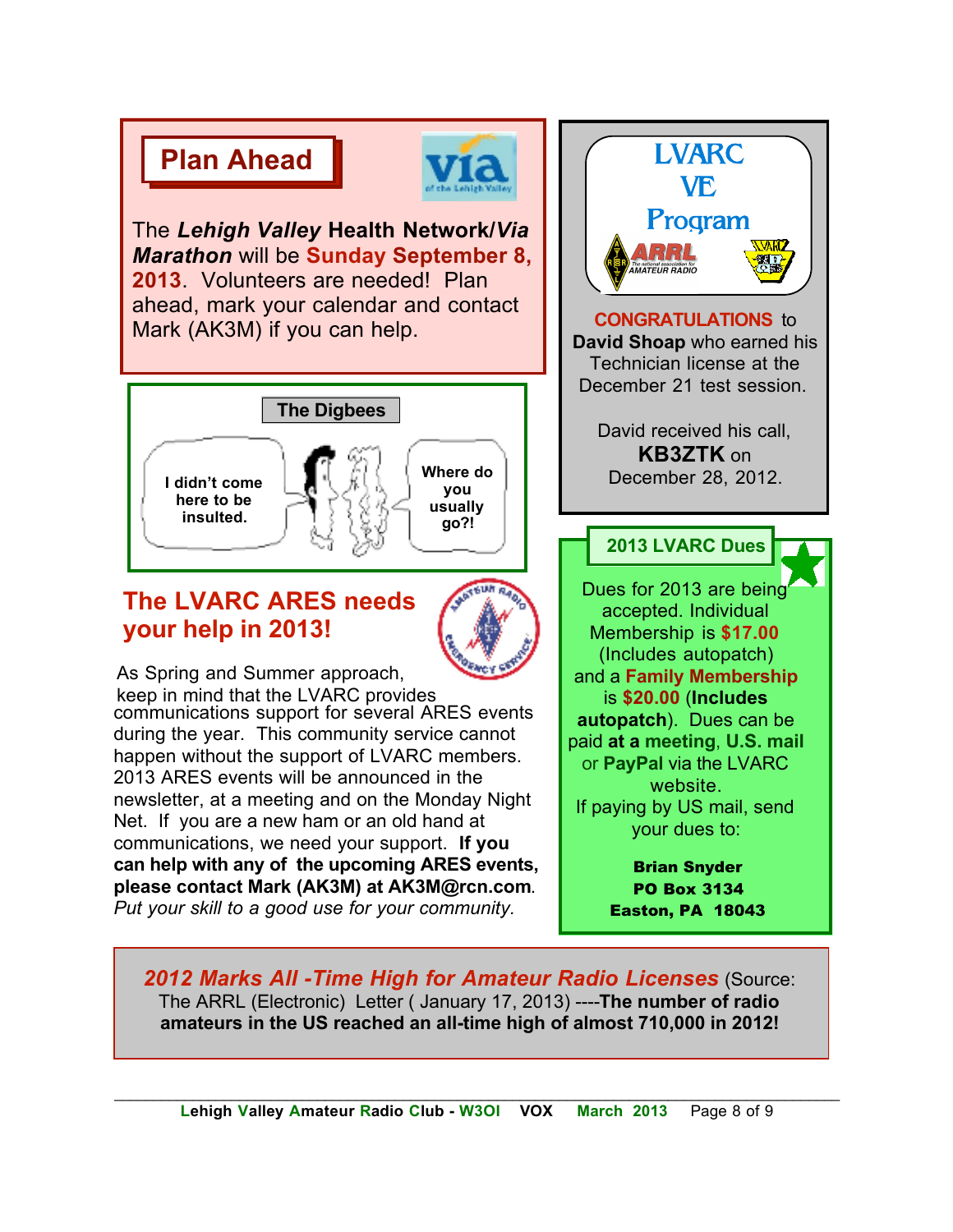## Plan Ahead

The ***Lehigh Valley*** **Health Network/*Via Marathon*** will be **Sunday September 8, 2013**. Volunteers are needed! Plan ahead, mark your calendar and contact Mark (AK3M) if you can help.

**The Digbees**

I didn't come here to be insulted.

Where do you usually go?!

## The LVARC ARES needs your help in 2013!

As Spring and Summer approach, keep in mind that the LVARC provides communications support for several ARES events during the year. This community service cannot happen without the support of LVARC members. 2013 ARES events will be announced in the newsletter, at a meeting and on the Monday Night Net. If you are a new ham or an old hand at communications, we need your support. **If you can help with any of the upcoming ARES events, please contact Mark (AK3M) at AK3M@rcn.com**. *Put your skill to a good use for your community.*

## LVARC VE Program

**CONGRATULATIONS** to **David Shoap** who earned his Technician license at the December 21 test session.

David received his call, **KB3ZTK** on December 28, 2012.

## 2013 LVARC Dues

Dues for 2013 are being accepted. Individual Membership is **$17.00** (Includes autopatch) and a **Family Membership** is **$20.00** (**Includes autopatch**). Dues can be paid **at a meeting**, **U.S. mail** or **PayPal** via the LVARC website.

If paying by US mail, send your dues to:

**Brian Snyder**
**PO Box 3134**
**Easton, PA 18043**

***2012 Marks All -Time High for Amateur Radio Licenses*** (Source: The ARRL (Electronic) Letter ( January 17, 2013) ----**The number of radio amateurs in the US reached an all-time high of almost 710,000 in 2012!**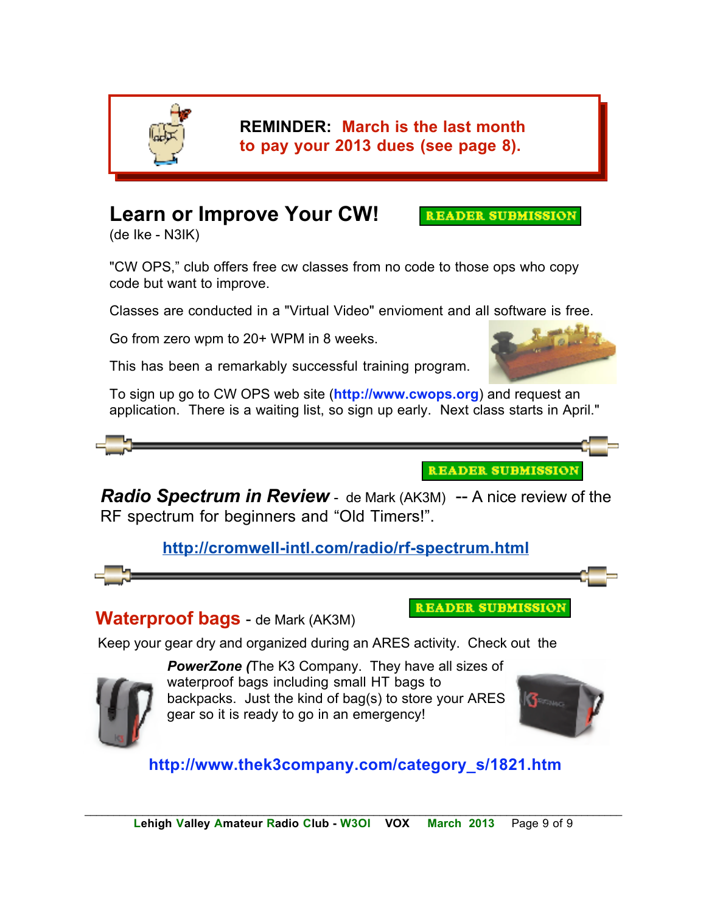**REMINDER: March is the last month to pay your 2013 dues (see page 8).**

## Learn or Improve Your CW!

READER SUBMISSION

(de Ike - N3IK)

"CW OPS," club offers free cw classes from no code to those ops who copy code but want to improve.

Classes are conducted in a "Virtual Video" envioment and all software is free.

Go from zero wpm to 20+ WPM in 8 weeks.

This has been a remarkably successful training program.

To sign up go to CW OPS web site (**http://www.cwops.org**) and request an application. There is a waiting list, so sign up early. Next class starts in April."

READER SUBMISSION

***Radio Spectrum in Review*** - de Mark (AK3M) -- A nice review of the RF spectrum for beginners and "Old Timers!".

**http://cromwell-intl.com/radio/rf-spectrum.html**

## Waterproof bags - de Mark (AK3M)

READER SUBMISSION

Keep your gear dry and organized during an ARES activity. Check out the

***PowerZone (***The K3 Company. They have all sizes of waterproof bags including small HT bags to backpacks. Just the kind of bag(s) to store your ARES gear so it is ready to go in an emergency!

**http://www.thek3company.com/category_s/1821.htm**